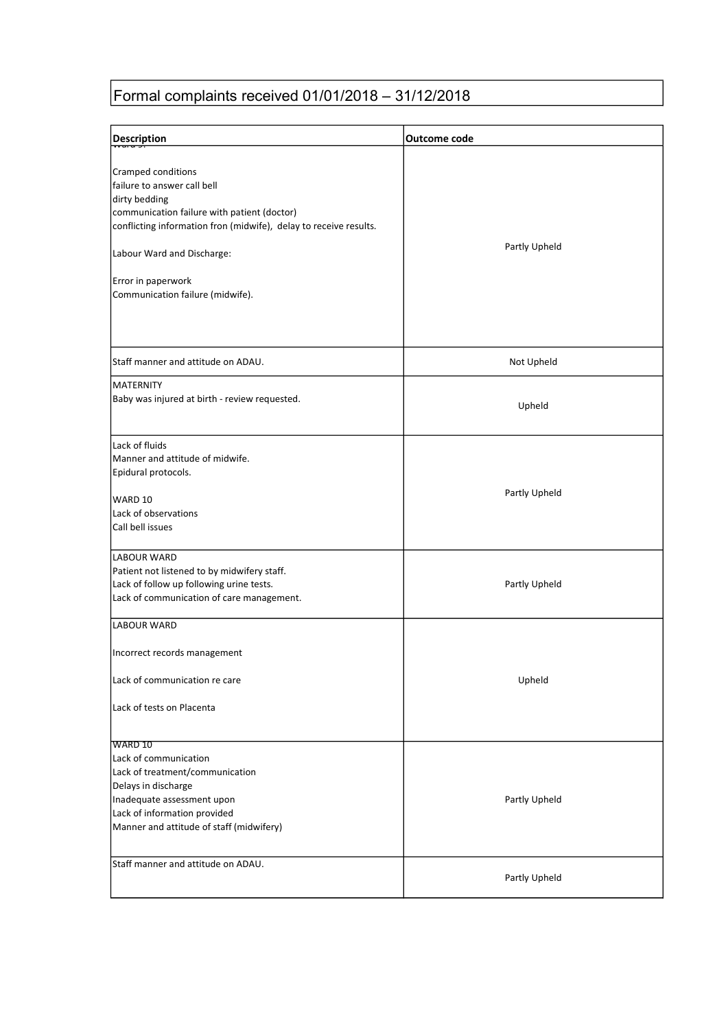# Formal complaints received 01/01/2018 – 31/12/2018

| Description | Outcome code |
| --- | --- |
| Ward 9:<br><br>Cramped conditions<br>failure to answer call bell<br>dirty bedding<br>communication failure with patient (doctor)<br>conflicting information fron (midwife), delay to receive results.<br><br>Labour Ward and Discharge:<br><br>Error in paperwork<br>Communication failure (midwife). | Partly Upheld |
| Staff manner and attitude on ADAU. | Not Upheld |
| MATERNITY<br>Baby was injured at birth - review requested. | Upheld |
| Lack of fluids<br>Manner and attitude of midwife.<br>Epidural protocols.<br><br>WARD 10<br>Lack of observations<br>Call bell issues | Partly Upheld |
| LABOUR WARD<br>Patient not listened to by midwifery staff.<br>Lack of follow up following urine tests.<br>Lack of communication of care management. | Partly Upheld |
| LABOUR WARD<br><br>Incorrect records management<br><br>Lack of communication re care<br><br>Lack of tests on Placenta | Upheld |
| WARD 10<br>Lack of communication<br>Lack of treatment/communication<br>Delays in discharge<br>Inadequate assessment upon<br>Lack of information provided<br>Manner and attitude of staff (midwifery) | Partly Upheld |
| Staff manner and attitude on ADAU. | Partly Upheld |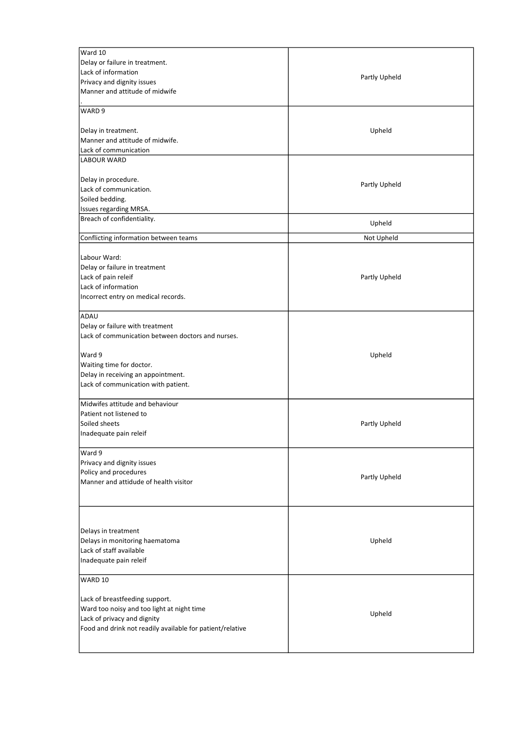| | |
|---|---|
| Ward 10<br>Delay or failure in treatment.<br>Lack of information<br>Privacy and dignity issues<br>Manner and attitude of midwife<br>. | Partly Upheld |
| WARD 9<br><br>Delay in treatment.<br>Manner and attitude of midwife.<br>Lack of communication | Upheld |
| LABOUR WARD<br><br>Delay in procedure.<br>Lack of communication.<br>Soiled bedding.<br>Issues regarding MRSA. | Partly Upheld |
| Breach of confidentiality. | Upheld |
| Conflicting information between teams | Not Upheld |
| Labour Ward:<br>Delay or failure in treatment<br>Lack of pain releif<br>Lack of information<br>Incorrect entry on medical records. | Partly Upheld |
| ADAU<br>Delay or failure with treatment<br>Lack of communication between doctors and nurses.<br><br>Ward 9<br>Waiting time for doctor.<br>Delay in receiving an appointment.<br>Lack of communication with patient. | Upheld |
| Midwifes attitude and behaviour<br>Patient not listened to<br>Soiled sheets<br>Inadequate pain releif | Partly Upheld |
| Ward 9<br>Privacy and dignity issues<br>Policy and procedures<br>Manner and attidude of health visitor | Partly Upheld |
| Delays in treatment<br>Delays in monitoring haematoma<br>Lack of staff available<br>Inadequate pain releif | Upheld |
| WARD 10<br><br>Lack of breastfeeding support.<br>Ward too noisy and too light at night time<br>Lack of privacy and dignity<br>Food and drink not readily available for patient/relative | Upheld |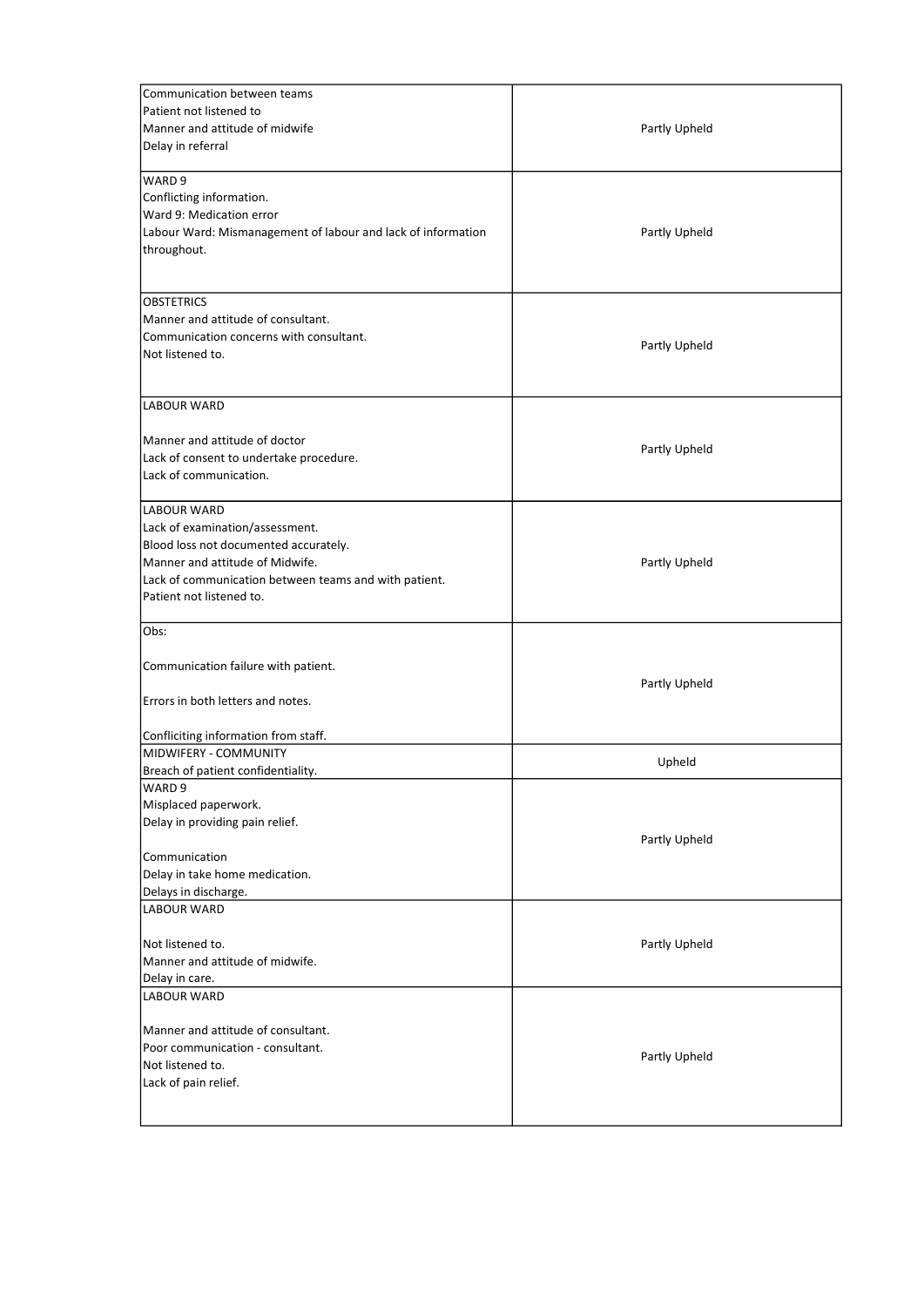| | |
|---|---|
| Communication between teams<br>Patient not listened to<br>Manner and attitude of midwife<br>Delay in referral | Partly Upheld |
| WARD 9<br>Conflicting information.<br>Ward 9: Medication error<br>Labour Ward: Mismanagement of labour and lack of information throughout. | Partly Upheld |
| OBSTETRICS<br>Manner and attitude of consultant.<br>Communication concerns with consultant.<br>Not listened to. | Partly Upheld |
| LABOUR WARD<br><br>Manner and attitude of doctor<br>Lack of consent to undertake procedure.<br>Lack of communication. | Partly Upheld |
| LABOUR WARD<br>Lack of examination/assessment.<br>Blood loss not documented accurately.<br>Manner and attitude of Midwife.<br>Lack of communication between teams and with patient.<br>Patient not listened to. | Partly Upheld |
| Obs:<br><br>Communication failure with patient.<br><br>Errors in both letters and notes.<br><br>Confliciting information from staff. | Partly Upheld |
| MIDWIFERY - COMMUNITY<br>Breach of patient confidentiality. | Upheld |
| WARD 9<br>Misplaced paperwork.<br>Delay in providing pain relief.<br><br>Communication<br>Delay in take home medication.<br>Delays in discharge. | Partly Upheld |
| LABOUR WARD<br><br>Not listened to.<br>Manner and attitude of midwife.<br>Delay in care. | Partly Upheld |
| LABOUR WARD<br><br>Manner and attitude of consultant.<br>Poor communication - consultant.<br>Not listened to.<br>Lack of pain relief. | Partly Upheld |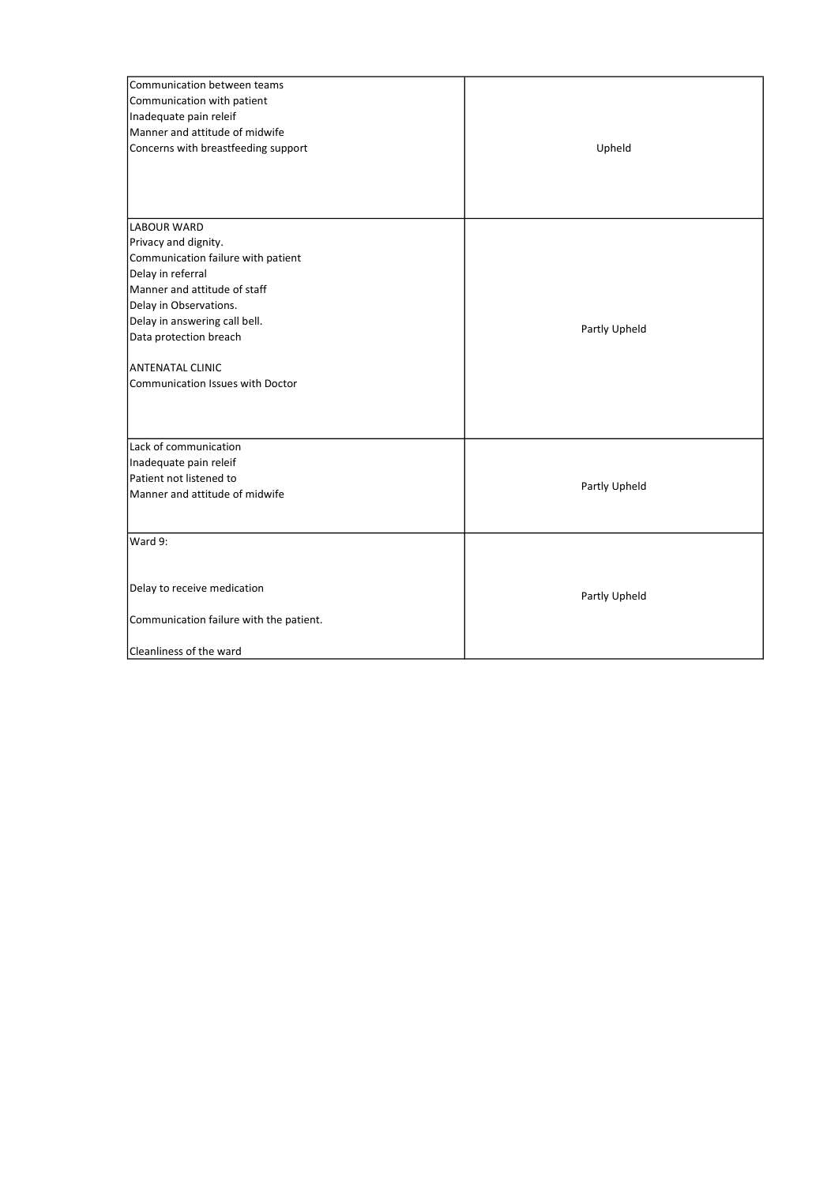| | |
|---|---|
| Communication between teams<br>Communication with patient<br>Inadequate pain releif<br>Manner and attitude of midwife<br>Concerns with breastfeeding support | Upheld |
| LABOUR WARD<br>Privacy and dignity.<br>Communication failure with patient<br>Delay in referral<br>Manner and attitude of staff<br>Delay in Observations.<br>Delay in answering call bell.<br>Data protection breach<br><br>ANTENATAL CLINIC<br>Communication Issues with Doctor | Partly Upheld |
| Lack of communication<br>Inadequate pain releif<br>Patient not listened to<br>Manner and attitude of midwife | Partly Upheld |
| Ward 9:<br><br>Delay to receive medication<br><br>Communication failure with the patient.<br><br>Cleanliness of the ward | Partly Upheld |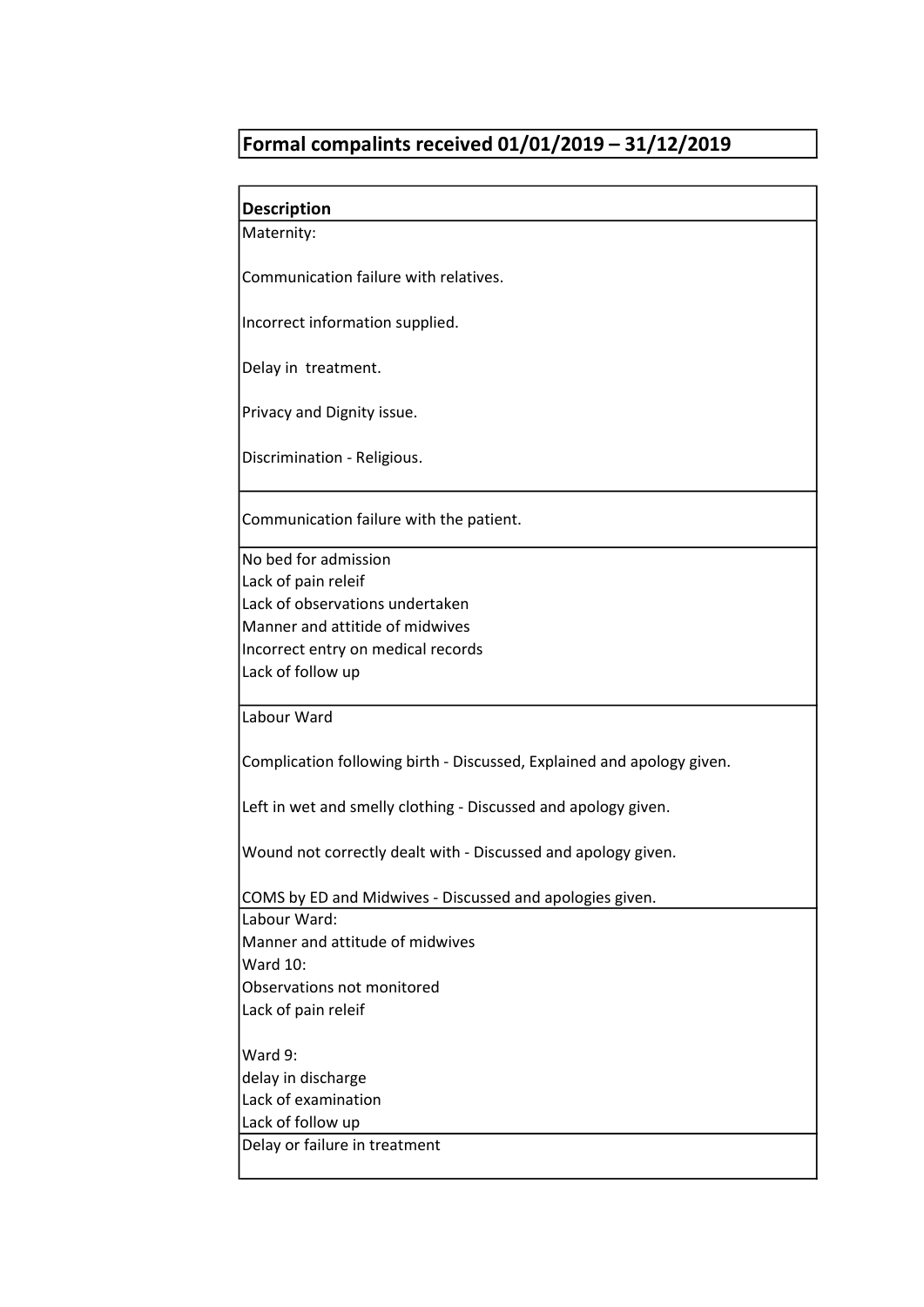## Formal compalints received 01/01/2019 – 31/12/2019

| Description |
| --- |
| Maternity:<br><br>Communication failure with relatives.<br><br>Incorrect information supplied.<br><br>Delay in treatment.<br><br>Privacy and Dignity issue.<br><br>Discrimination - Religious. |
| Communication failure with the patient. |
| No bed for admission<br>Lack of pain releif<br>Lack of observations undertaken<br>Manner and attitide of midwives<br>Incorrect entry on medical records<br>Lack of follow up |
| Labour Ward<br><br>Complication following birth - Discussed, Explained and apology given.<br><br>Left in wet and smelly clothing - Discussed and apology given.<br><br>Wound not correctly dealt with - Discussed and apology given.<br><br>COMS by ED and Midwives - Discussed and apologies given. |
| Labour Ward:<br>Manner and attitude of midwives<br>Ward 10:<br>Observations not monitored<br>Lack of pain releif<br><br>Ward 9:<br>delay in discharge<br>Lack of examination<br>Lack of follow up |
| Delay or failure in treatment |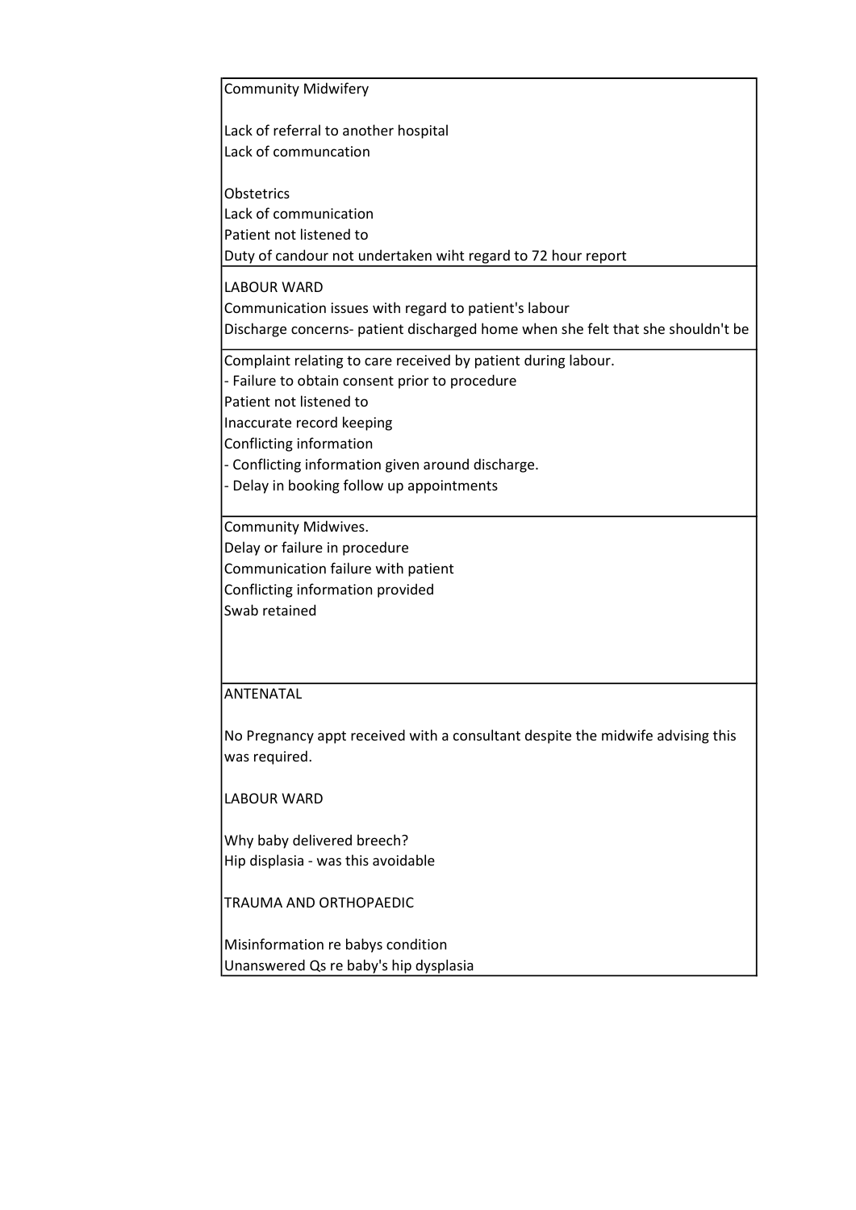| |
|---|
| Community Midwifery<br><br>Lack of referral to another hospital<br>Lack of communcation<br><br>Obstetrics<br>Lack of communication<br>Patient not listened to<br>Duty of candour not undertaken wiht regard to 72 hour report |
| LABOUR WARD<br>Communication issues with regard to patient's labour<br>Discharge concerns- patient discharged home when she felt that she shouldn't be |
| Complaint relating to care received by patient during labour.<br>- Failure to obtain consent prior to procedure<br>Patient not listened to<br>Inaccurate record keeping<br>Conflicting information<br>- Conflicting information given around discharge.<br>- Delay in booking follow up appointments |
| Community Midwives.<br>Delay or failure in procedure<br>Communication failure with patient<br>Conflicting information provided<br>Swab retained |
| ANTENATAL<br><br>No Pregnancy appt received with a consultant despite the midwife advising this was required.<br><br>LABOUR WARD<br><br>Why baby delivered breech?<br>Hip displasia - was this avoidable<br><br>TRAUMA AND ORTHOPAEDIC<br><br>Misinformation re babys condition<br>Unanswered Qs re baby's hip dysplasia |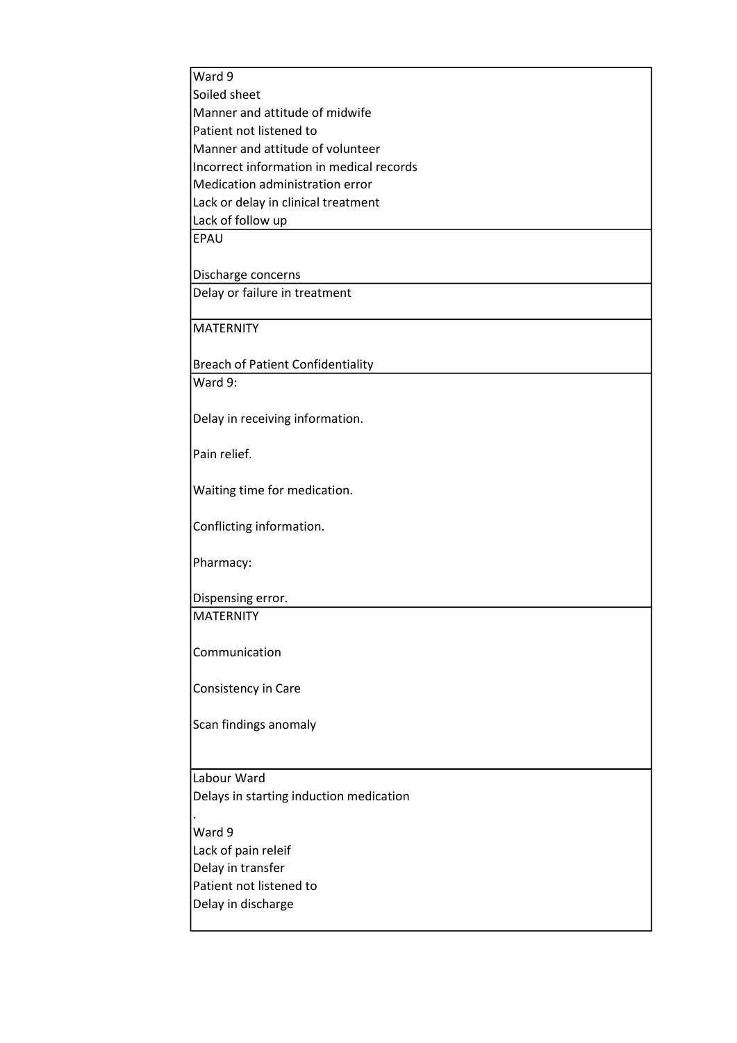| |
|---|
| Ward 9<br>Soiled sheet<br>Manner and attitude of midwife<br>Patient not listened to<br>Manner and attitude of volunteer<br>Incorrect information in medical records<br>Medication administration error<br>Lack or delay in clinical treatment<br>Lack of follow up |
| EPAU<br><br>Discharge concerns |
| Delay or failure in treatment |
| MATERNITY<br><br>Breach of Patient Confidentiality |
| Ward 9:<br><br>Delay in receiving information.<br><br>Pain relief.<br><br>Waiting time for medication.<br><br>Conflicting information.<br><br>Pharmacy:<br><br>Dispensing error. |
| MATERNITY<br><br>Communication<br><br>Consistency in Care<br><br>Scan findings anomaly |
| Labour Ward<br>Delays in starting induction medication<br>.<br>Ward 9<br>Lack of pain releif<br>Delay in transfer<br>Patient not listened to<br>Delay in discharge |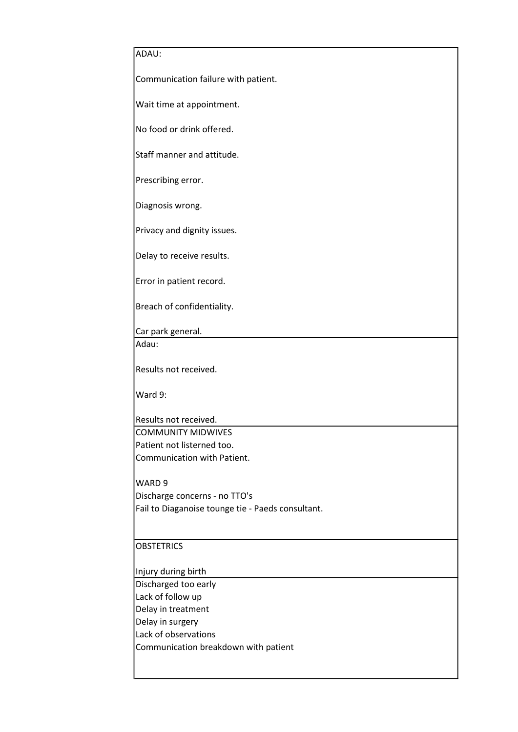| |
|---|
| ADAU:<br><br>Communication failure with patient.<br><br>Wait time at appointment.<br><br>No food or drink offered.<br><br>Staff manner and attitude.<br><br>Prescribing error.<br><br>Diagnosis wrong.<br><br>Privacy and dignity issues.<br><br>Delay to receive results.<br><br>Error in patient record.<br><br>Breach of confidentiality.<br><br>Car park general. |
| Adau:<br><br>Results not received.<br><br>Ward 9:<br><br>Results not received. |
| COMMUNITY MIDWIVES<br>Patient not listerned too.<br>Communication with Patient.<br><br>WARD 9<br>Discharge concerns - no TTO's<br>Fail to Diaganoise tounge tie - Paeds consultant. |
| OBSTETRICS<br><br>Injury during birth |
| Discharged too early<br>Lack of follow up<br>Delay in treatment<br>Delay in surgery<br>Lack of observations<br>Communication breakdown with patient |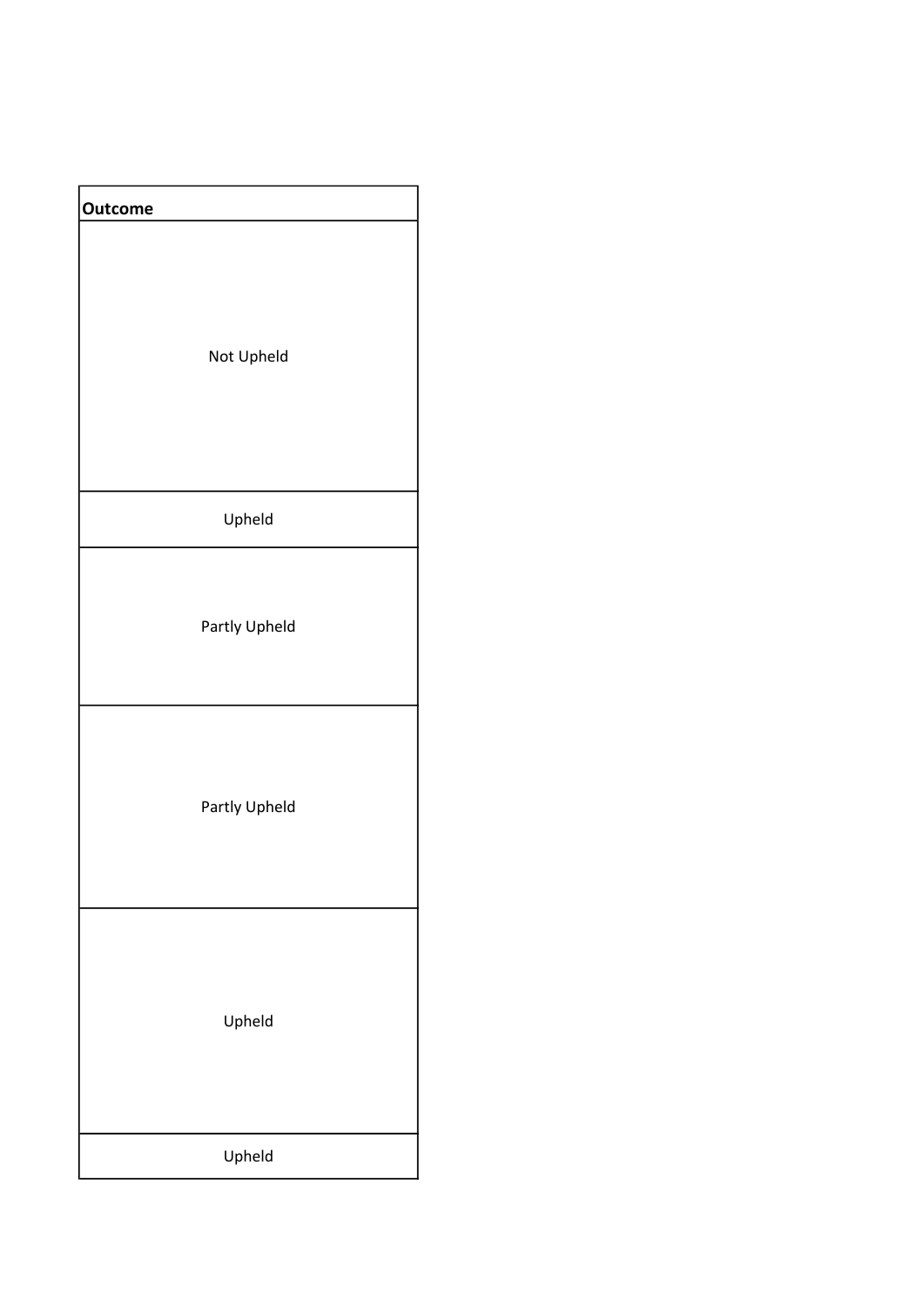| Outcome |
| --- |
| Not Upheld |
| Upheld |
| Partly Upheld |
| Partly Upheld |
| Upheld |
| Upheld |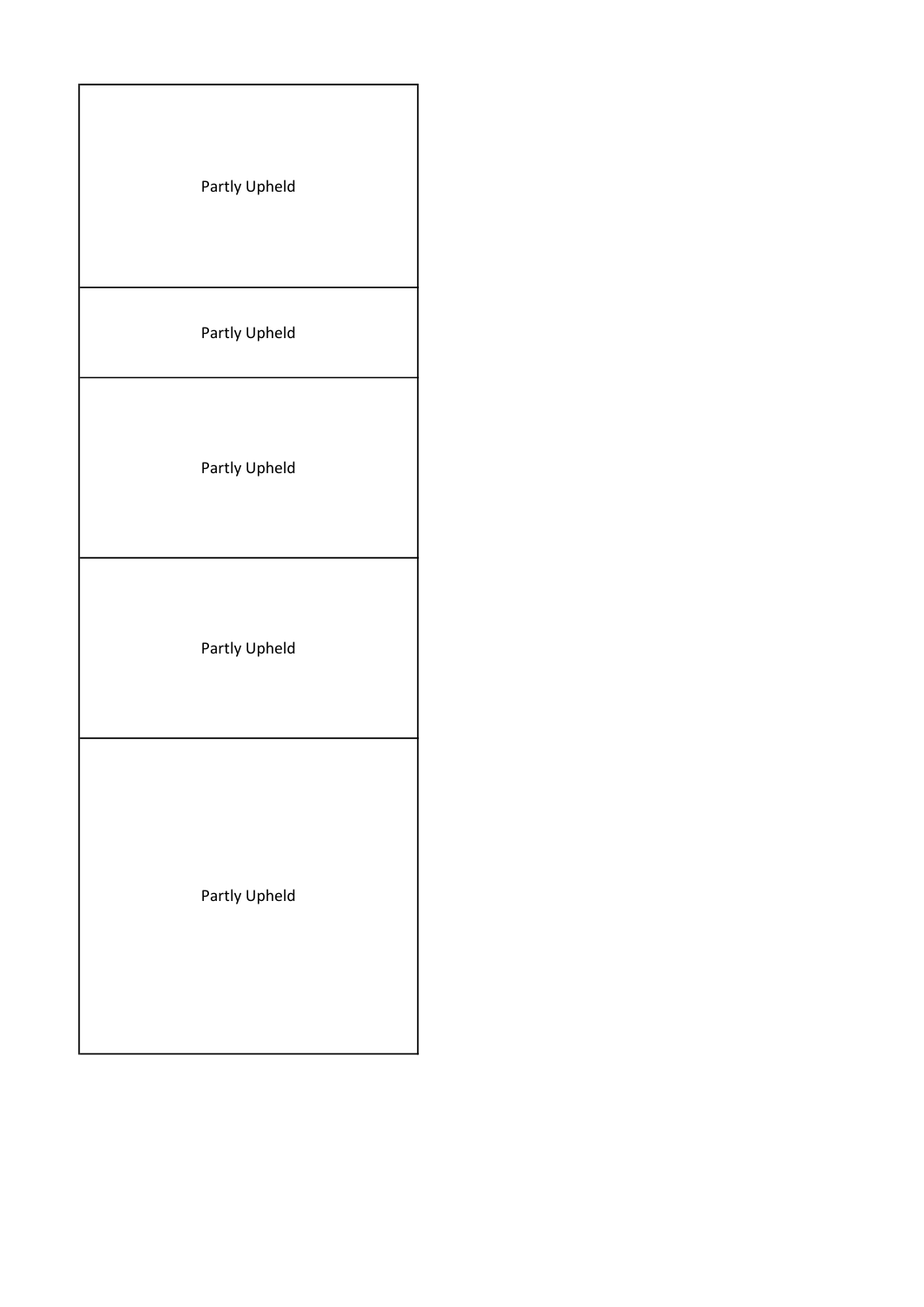| |
|---|
| Partly Upheld |
| Partly Upheld |
| Partly Upheld |
| Partly Upheld |
| Partly Upheld |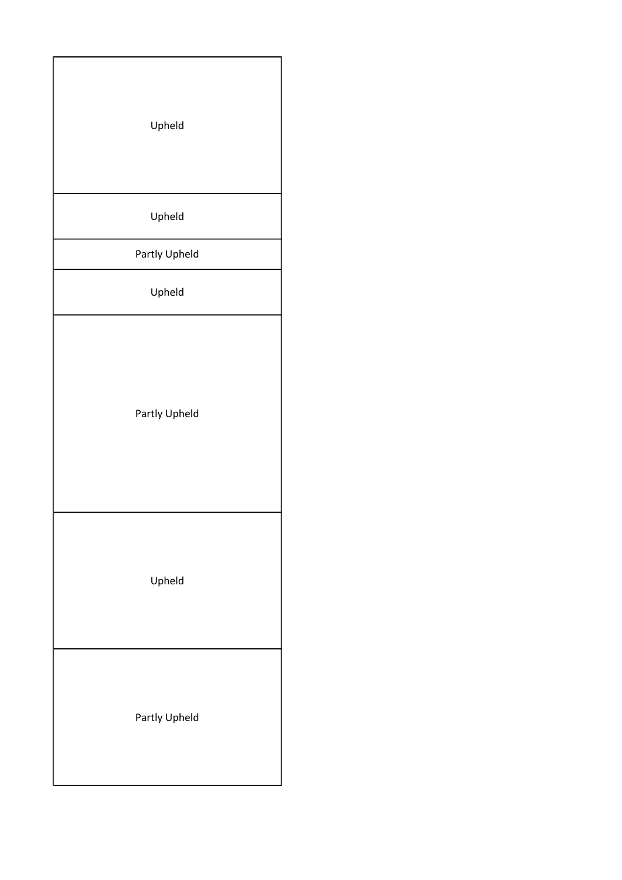| |
|---|
| Upheld |
| Upheld |
| Partly Upheld |
| Upheld |
| Partly Upheld |
| Upheld |
| Partly Upheld |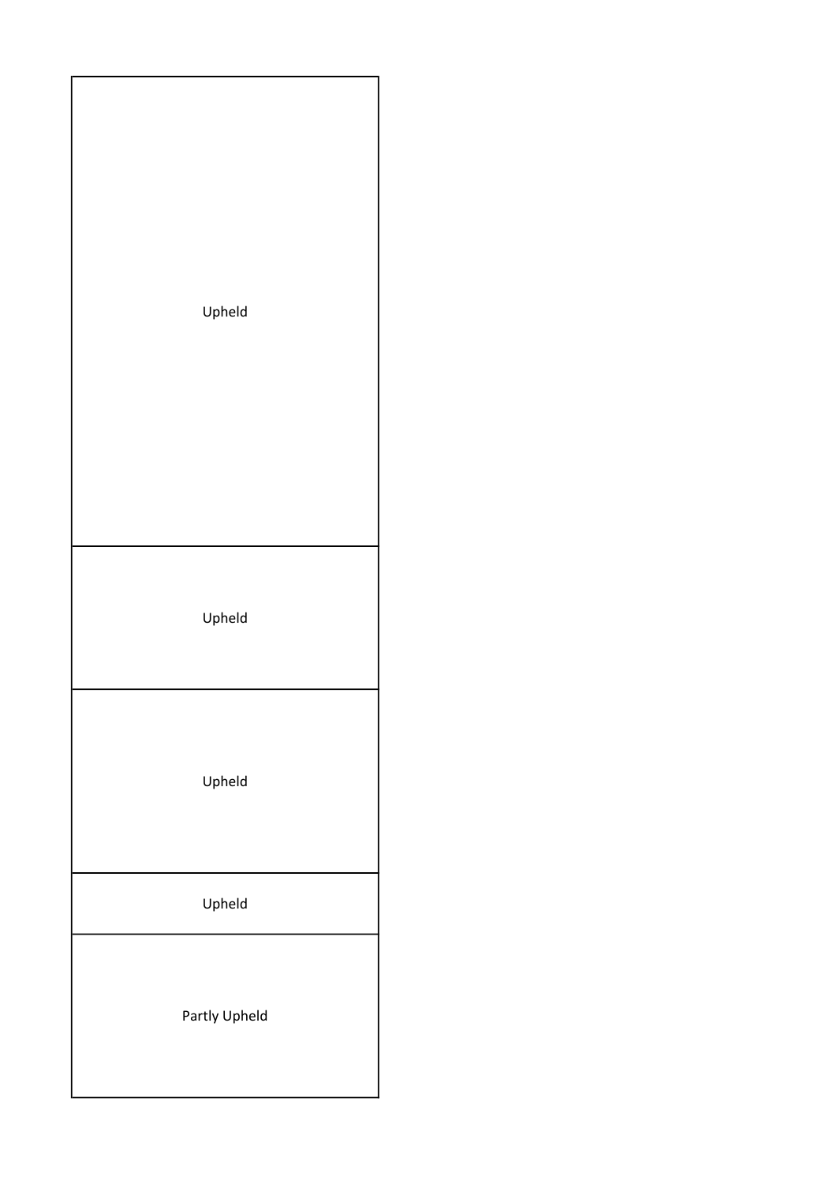| |
|---|
| Upheld |
| Upheld |
| Upheld |
| Upheld |
| Partly Upheld |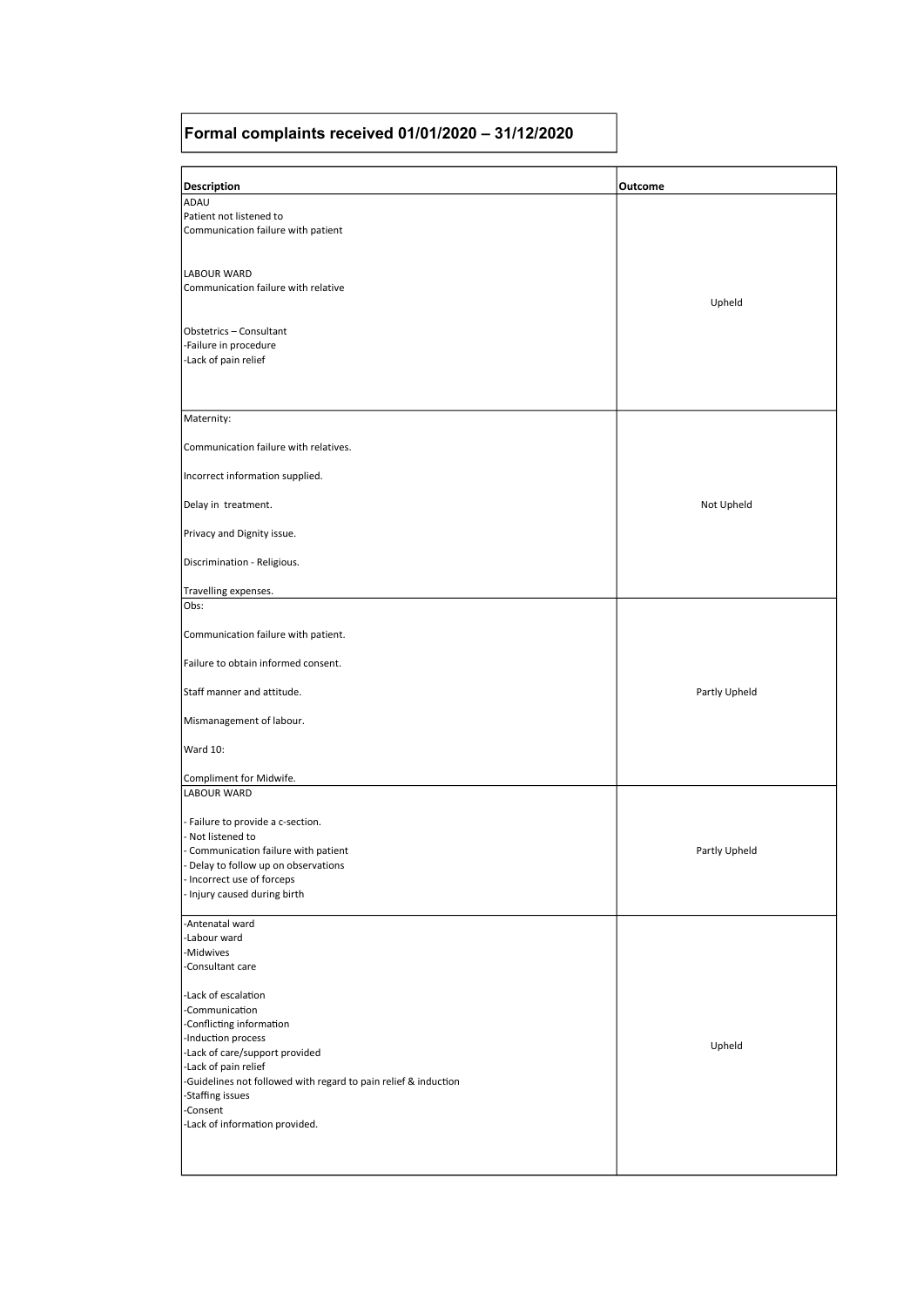## Formal complaints received 01/01/2020 – 31/12/2020

| Description | Outcome |
|---|---|
| ADAU<br>Patient not listened to<br>Communication failure with patient<br><br>LABOUR WARD<br>Communication failure with relative<br><br>Obstetrics – Consultant<br>-Failure in procedure<br>-Lack of pain relief | Upheld |
| Maternity:<br><br>Communication failure with relatives.<br><br>Incorrect information supplied.<br><br>Delay in treatment.<br><br>Privacy and Dignity issue.<br><br>Discrimination - Religious.<br><br>Travelling expenses. | Not Upheld |
| Obs:<br><br>Communication failure with patient.<br><br>Failure to obtain informed consent.<br><br>Staff manner and attitude.<br><br>Mismanagement of labour.<br><br>Ward 10:<br><br>Compliment for Midwife. | Partly Upheld |
| LABOUR WARD<br><br>- Failure to provide a c-section.<br>- Not listened to<br>- Communication failure with patient<br>- Delay to follow up on observations<br>- Incorrect use of forceps<br>- Injury caused during birth | Partly Upheld |
| -Antenatal ward<br>-Labour ward<br>-Midwives<br>-Consultant care<br><br>-Lack of escalation<br>-Communication<br>-Conflicting information<br>-Induction process<br>-Lack of care/support provided<br>-Lack of pain relief<br>-Guidelines not followed with regard to pain relief & induction<br>-Staffing issues<br>-Consent<br>-Lack of information provided. | Upheld |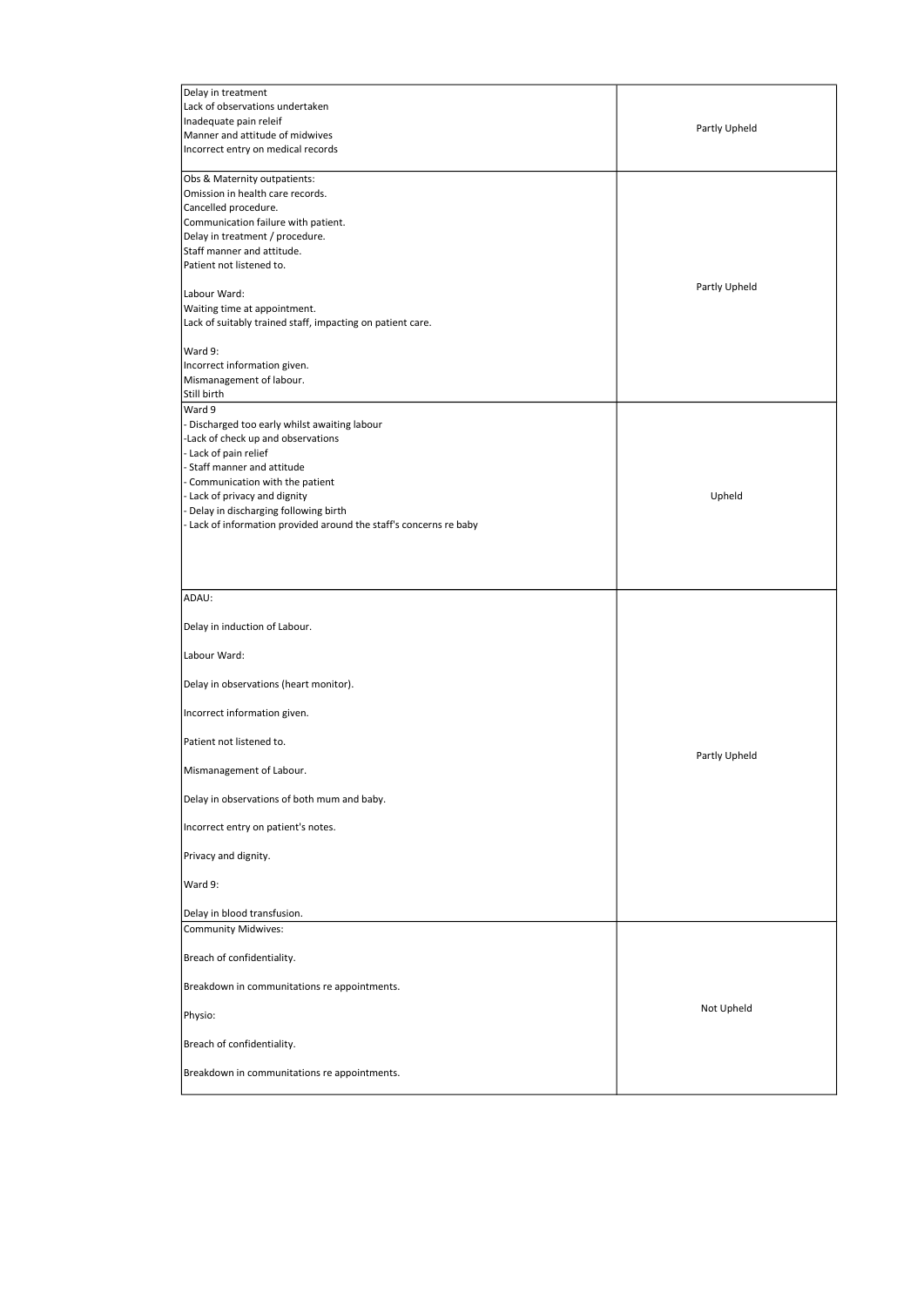| | |
|---|---|
| Delay in treatment<br>Lack of observations undertaken<br>Inadequate pain releif<br>Manner and attitude of midwives<br>Incorrect entry on medical records | Partly Upheld |
| Obs & Maternity outpatients:<br>Omission in health care records.<br>Cancelled procedure.<br>Communication failure with patient.<br>Delay in treatment / procedure.<br>Staff manner and attitude.<br>Patient not listened to.<br><br>Labour Ward:<br>Waiting time at appointment.<br>Lack of suitably trained staff, impacting on patient care.<br><br>Ward 9:<br>Incorrect information given.<br>Mismanagement of labour.<br>Still birth | Partly Upheld |
| Ward 9<br>- Discharged too early whilst awaiting labour<br>-Lack of check up and observations<br>- Lack of pain relief<br>- Staff manner and attitude<br>- Communication with the patient<br>- Lack of privacy and dignity<br>- Delay in discharging following birth<br>- Lack of information provided around the staff's concerns re baby | Upheld |
| ADAU:<br><br>Delay in induction of Labour.<br><br>Labour Ward:<br><br>Delay in observations (heart monitor).<br><br>Incorrect information given.<br><br>Patient not listened to.<br><br>Mismanagement of Labour.<br><br>Delay in observations of both mum and baby.<br><br>Incorrect entry on patient's notes.<br><br>Privacy and dignity.<br><br>Ward 9:<br><br>Delay in blood transfusion. | Partly Upheld |
| Community Midwives:<br><br>Breach of confidentiality.<br><br>Breakdown in communitations re appointments.<br><br>Physio:<br><br>Breach of confidentiality.<br><br>Breakdown in communitations re appointments. | Not Upheld |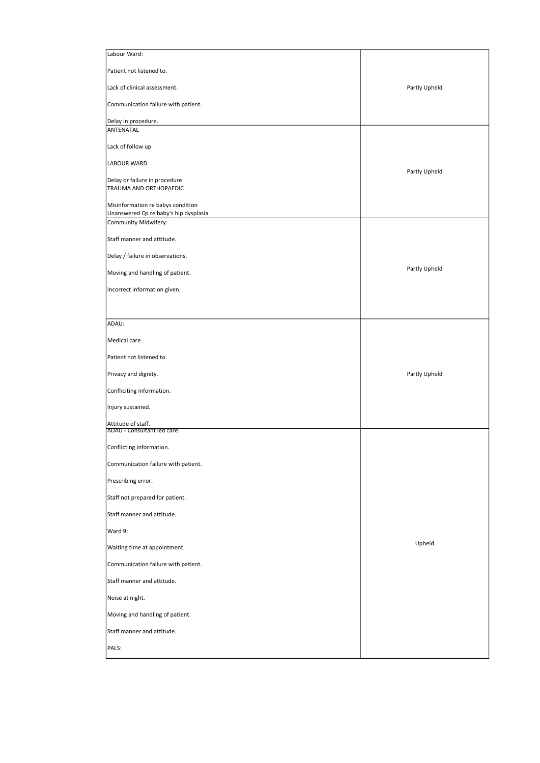| | |
|---|---|
| Labour Ward:<br><br>Patient not listened to.<br><br>Lack of clinical assessment.<br><br>Communication failure with patient.<br><br>Delay in procedure. | Partly Upheld |
| ANTENATAL<br><br>Lack of follow up<br><br>LABOUR WARD<br><br>Delay or failure in procedure<br>TRAUMA AND ORTHOPAEDIC<br><br>Misinformation re babys condition<br>Unanswered Qs re baby's hip dysplasia | Partly Upheld |
| Community Midwifery:<br><br>Staff manner and attitude.<br><br>Delay / failure in observations.<br><br>Moving and handling of patient.<br><br>Incorrect information given. | Partly Upheld |
| ADAU:<br><br>Medical care.<br><br>Patient not listened to.<br><br>Privacy and dignity.<br><br>Confliciting information.<br><br>Injury sustained.<br><br>Attitude of staff. | Partly Upheld |
| ADAU - Consultant led care:<br><br>Conflicting information.<br><br>Communication failure with patient.<br><br>Prescribing error.<br><br>Staff not prepared for patient.<br><br>Staff manner and attitude.<br><br>Ward 9:<br><br>Waiting time at appointment.<br><br>Communication failure with patient.<br><br>Staff manner and attitude.<br><br>Noise at night.<br><br>Moving and handling of patient.<br><br>Staff manner and attitude.<br><br>PALS: | Upheld |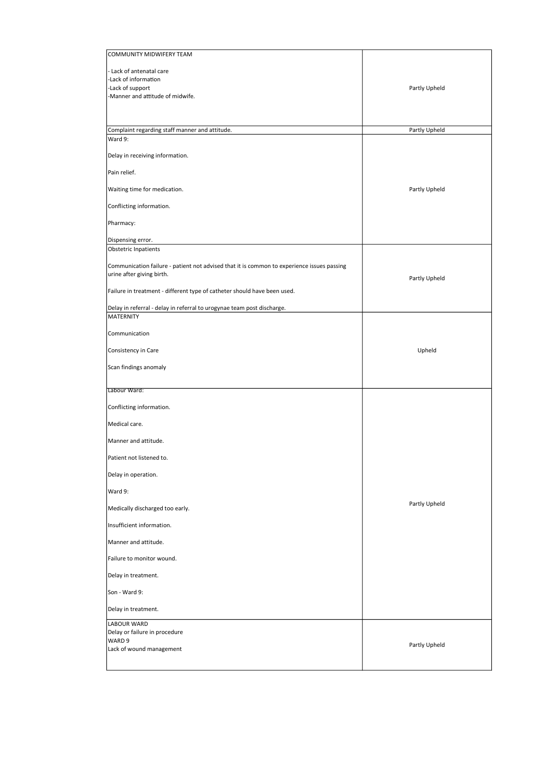| | |
|---|---|
| COMMUNITY MIDWIFERY TEAM<br><br>- Lack of antenatal care<br>-Lack of information<br>-Lack of support<br>-Manner and attitude of midwife. | Partly Upheld |
| Complaint regarding staff manner and attitude. | Partly Upheld |
| Ward 9:<br><br>Delay in receiving information.<br><br>Pain relief.<br><br>Waiting time for medication.<br><br>Conflicting information.<br><br>Pharmacy:<br><br>Dispensing error. | Partly Upheld |
| Obstetric Inpatients<br><br>Communication failure - patient not advised that it is common to experience issues passing urine after giving birth.<br><br>Failure in treatment - different type of catheter should have been used.<br><br>Delay in referral - delay in referral to urogynae team post discharge. | Partly Upheld |
| MATERNITY<br><br>Communication<br><br>Consistency in Care<br><br>Scan findings anomaly | Upheld |
| Labour Ward:<br><br>Conflicting information.<br><br>Medical care.<br><br>Manner and attitude.<br><br>Patient not listened to.<br><br>Delay in operation.<br><br>Ward 9:<br><br>Medically discharged too early.<br><br>Insufficient information.<br><br>Manner and attitude.<br><br>Failure to monitor wound.<br><br>Delay in treatment.<br><br>Son - Ward 9:<br><br>Delay in treatment. | Partly Upheld |
| LABOUR WARD<br>Delay or failure in procedure<br>WARD 9<br>Lack of wound management | Partly Upheld |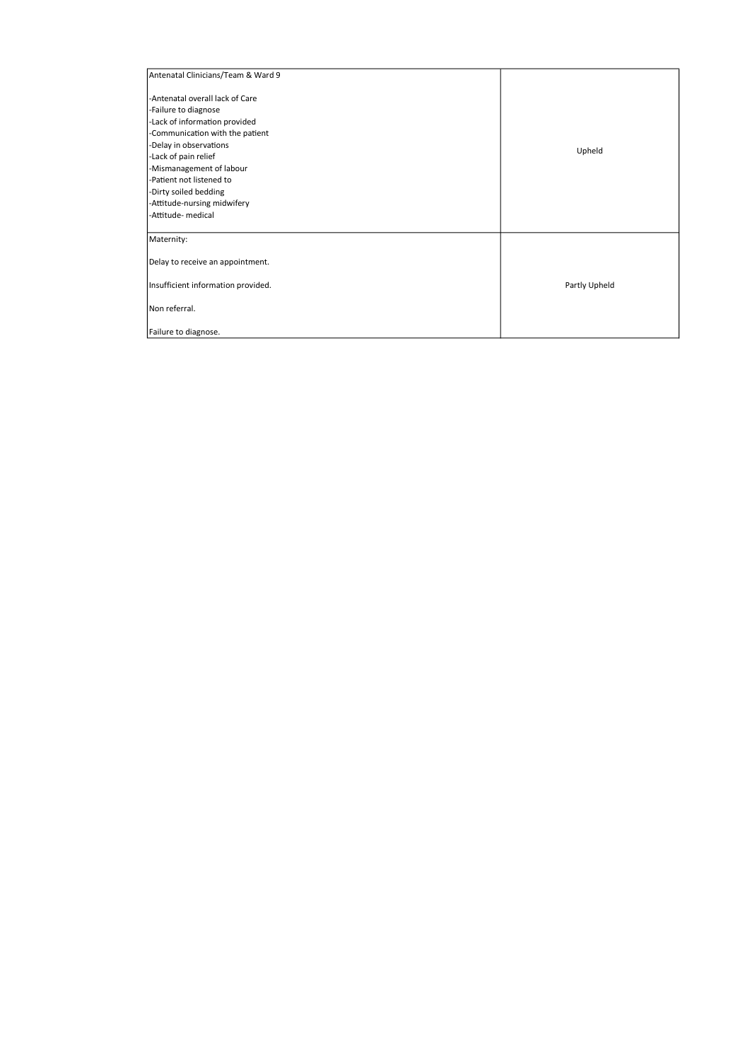| | |
|---|---|
| Antenatal Clinicians/Team & Ward 9<br><br>-Antenatal overall lack of Care<br>-Failure to diagnose<br>-Lack of information provided<br>-Communication with the patient<br>-Delay in observations<br>-Lack of pain relief<br>-Mismanagement of labour<br>-Patient not listened to<br>-Dirty soiled bedding<br>-Attitude-nursing midwifery<br>-Attitude- medical | Upheld |
| Maternity:<br><br>Delay to receive an appointment.<br><br>Insufficient information provided.<br><br>Non referral.<br><br>Failure to diagnose. | Partly Upheld |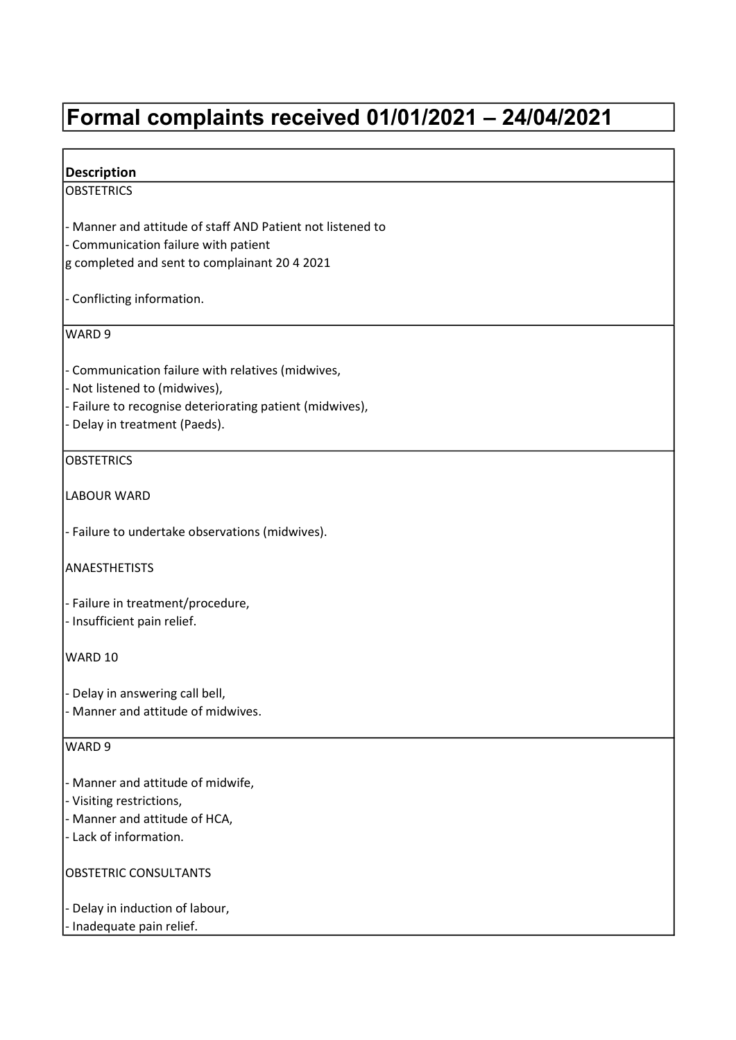# Formal complaints received 01/01/2021 – 24/04/2021

| Description |
|---|
| OBSTETRICS<br><br>- Manner and attitude of staff AND Patient not listened to<br>- Communication failure with patient<br>g completed and sent to complainant 20 4 2021<br><br>- Conflicting information. |
| WARD 9<br><br>- Communication failure with relatives (midwives,<br>- Not listened to (midwives),<br>- Failure to recognise deteriorating patient (midwives),<br>- Delay in treatment (Paeds). |
| OBSTETRICS<br><br>LABOUR WARD<br><br>- Failure to undertake observations (midwives).<br><br>ANAESTHETISTS<br><br>- Failure in treatment/procedure,<br>- Insufficient pain relief.<br><br>WARD 10<br><br>- Delay in answering call bell,<br>- Manner and attitude of midwives. |
| WARD 9<br><br>- Manner and attitude of midwife,<br>- Visiting restrictions,<br>- Manner and attitude of HCA,<br>- Lack of information.<br><br>OBSTETRIC CONSULTANTS<br><br>- Delay in induction of labour,<br>- Inadequate pain relief. |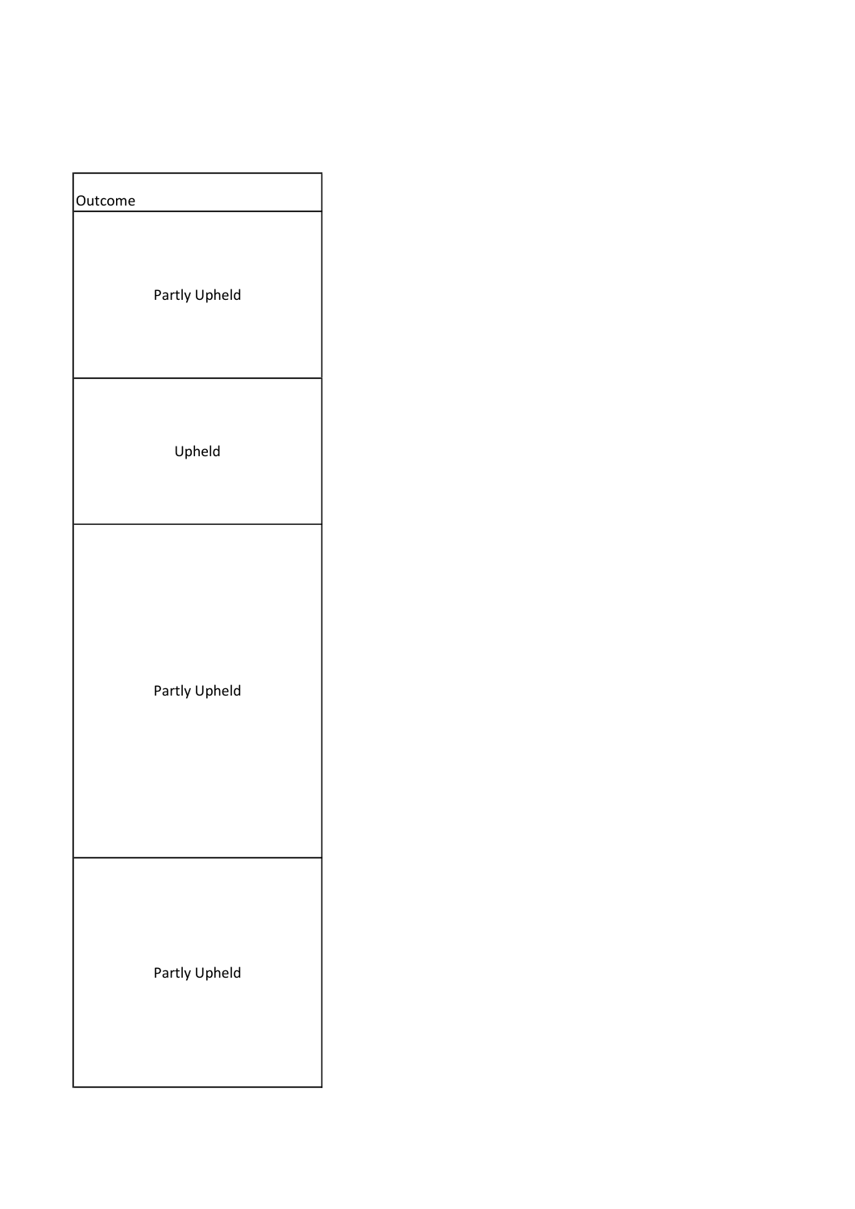| Outcome |
| --- |
| Partly Upheld |
| Upheld |
| Partly Upheld |
| Partly Upheld |